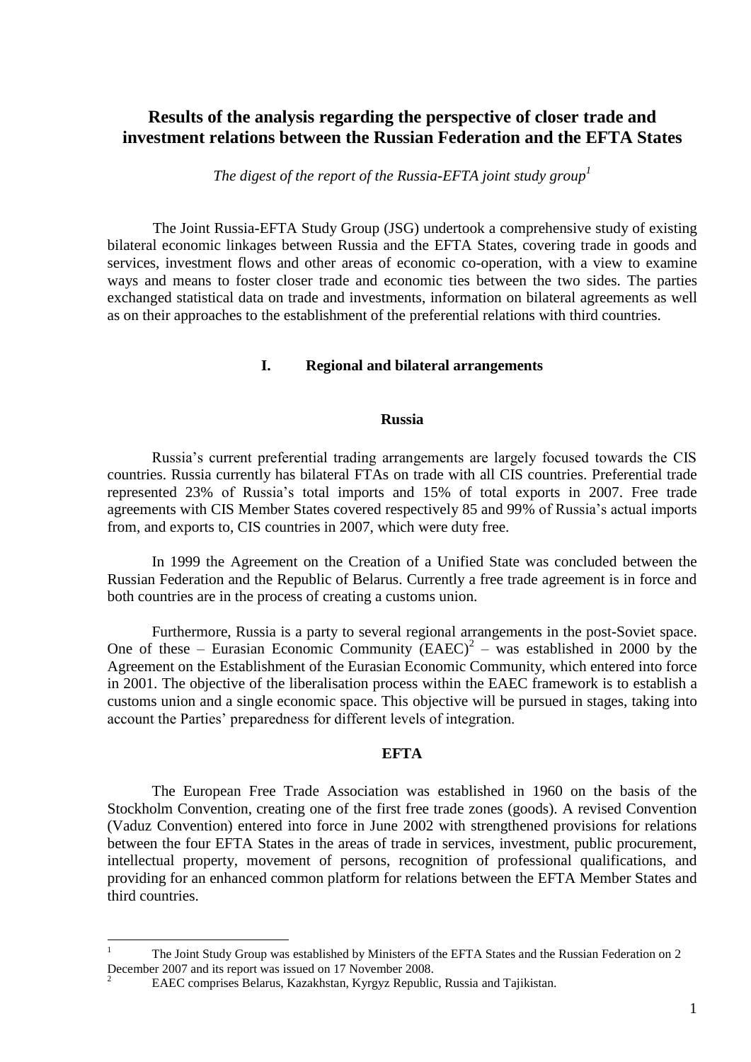# Results of the analysis regarding the perspective of closer trade and investment relations between the Russian Federation and the EFTA States

*The digest of the report of the Russia-EFTA joint study group*[1]

The Joint Russia-EFTA Study Group (JSG) undertook a comprehensive study of existing bilateral economic linkages between Russia and the EFTA States, covering trade in goods and services, investment flows and other areas of economic co-operation, with a view to examine ways and means to foster closer trade and economic ties between the two sides. The parties exchanged statistical data on trade and investments, information on bilateral agreements as well as on their approaches to the establishment of the preferential relations with third countries.

## I. Regional and bilateral arrangements

### Russia

Russia's current preferential trading arrangements are largely focused towards the CIS countries. Russia currently has bilateral FTAs on trade with all CIS countries. Preferential trade represented 23% of Russia's total imports and 15% of total exports in 2007. Free trade agreements with CIS Member States covered respectively 85 and 99% of Russia's actual imports from, and exports to, CIS countries in 2007, which were duty free.

In 1999 the Agreement on the Creation of a Unified State was concluded between the Russian Federation and the Republic of Belarus. Currently a free trade agreement is in force and both countries are in the process of creating a customs union.

Furthermore, Russia is a party to several regional arrangements in the post-Soviet space. One of these – Eurasian Economic Community (EAEC)[2] – was established in 2000 by the Agreement on the Establishment of the Eurasian Economic Community, which entered into force in 2001. The objective of the liberalisation process within the EAEC framework is to establish a customs union and a single economic space. This objective will be pursued in stages, taking into account the Parties' preparedness for different levels of integration.

### EFTA

The European Free Trade Association was established in 1960 on the basis of the Stockholm Convention, creating one of the first free trade zones (goods). A revised Convention (Vaduz Convention) entered into force in June 2002 with strengthened provisions for relations between the four EFTA States in the areas of trade in services, investment, public procurement, intellectual property, movement of persons, recognition of professional qualifications, and providing for an enhanced common platform for relations between the EFTA Member States and third countries.

---

[1] The Joint Study Group was established by Ministers of the EFTA States and the Russian Federation on 2 December 2007 and its report was issued on 17 November 2008.

[2] EAEC comprises Belarus, Kazakhstan, Kyrgyz Republic, Russia and Tajikistan.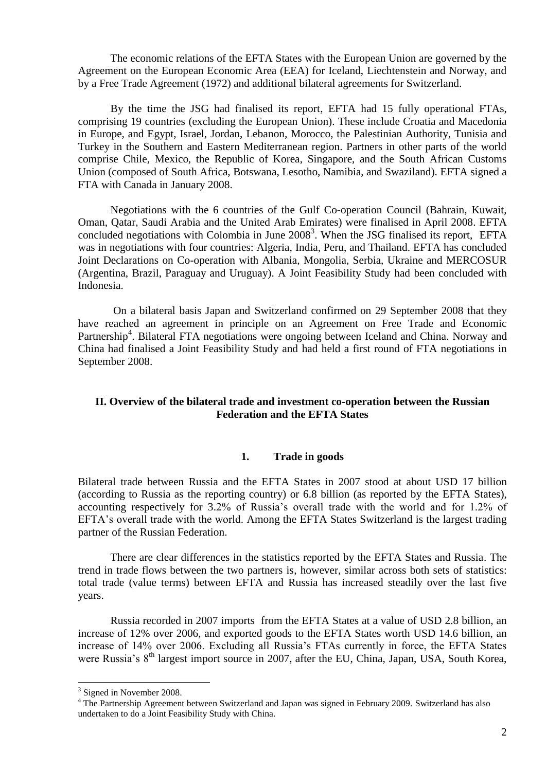The economic relations of the EFTA States with the European Union are governed by the Agreement on the European Economic Area (EEA) for Iceland, Liechtenstein and Norway, and by a Free Trade Agreement (1972) and additional bilateral agreements for Switzerland.

By the time the JSG had finalised its report, EFTA had 15 fully operational FTAs, comprising 19 countries (excluding the European Union). These include Croatia and Macedonia in Europe, and Egypt, Israel, Jordan, Lebanon, Morocco, the Palestinian Authority, Tunisia and Turkey in the Southern and Eastern Mediterranean region. Partners in other parts of the world comprise Chile, Mexico, the Republic of Korea, Singapore, and the South African Customs Union (composed of South Africa, Botswana, Lesotho, Namibia, and Swaziland). EFTA signed a FTA with Canada in January 2008.

Negotiations with the 6 countries of the Gulf Co-operation Council (Bahrain, Kuwait, Oman, Qatar, Saudi Arabia and the United Arab Emirates) were finalised in April 2008. EFTA concluded negotiations with Colombia in June 2008[3]. When the JSG finalised its report, EFTA was in negotiations with four countries: Algeria, India, Peru, and Thailand. EFTA has concluded Joint Declarations on Co-operation with Albania, Mongolia, Serbia, Ukraine and MERCOSUR (Argentina, Brazil, Paraguay and Uruguay). A Joint Feasibility Study had been concluded with Indonesia.

On a bilateral basis Japan and Switzerland confirmed on 29 September 2008 that they have reached an agreement in principle on an Agreement on Free Trade and Economic Partnership[4]. Bilateral FTA negotiations were ongoing between Iceland and China. Norway and China had finalised a Joint Feasibility Study and had held a first round of FTA negotiations in September 2008.

## II. Overview of the bilateral trade and investment co-operation between the Russian Federation and the EFTA States

### 1. Trade in goods

Bilateral trade between Russia and the EFTA States in 2007 stood at about USD 17 billion (according to Russia as the reporting country) or 6.8 billion (as reported by the EFTA States), accounting respectively for 3.2% of Russia's overall trade with the world and for 1.2% of EFTA's overall trade with the world. Among the EFTA States Switzerland is the largest trading partner of the Russian Federation.

There are clear differences in the statistics reported by the EFTA States and Russia. The trend in trade flows between the two partners is, however, similar across both sets of statistics: total trade (value terms) between EFTA and Russia has increased steadily over the last five years.

Russia recorded in 2007 imports from the EFTA States at a value of USD 2.8 billion, an increase of 12% over 2006, and exported goods to the EFTA States worth USD 14.6 billion, an increase of 14% over 2006. Excluding all Russia's FTAs currently in force, the EFTA States were Russia's 8th largest import source in 2007, after the EU, China, Japan, USA, South Korea,

---

[3] Signed in November 2008.

[4] The Partnership Agreement between Switzerland and Japan was signed in February 2009. Switzerland has also undertaken to do a Joint Feasibility Study with China.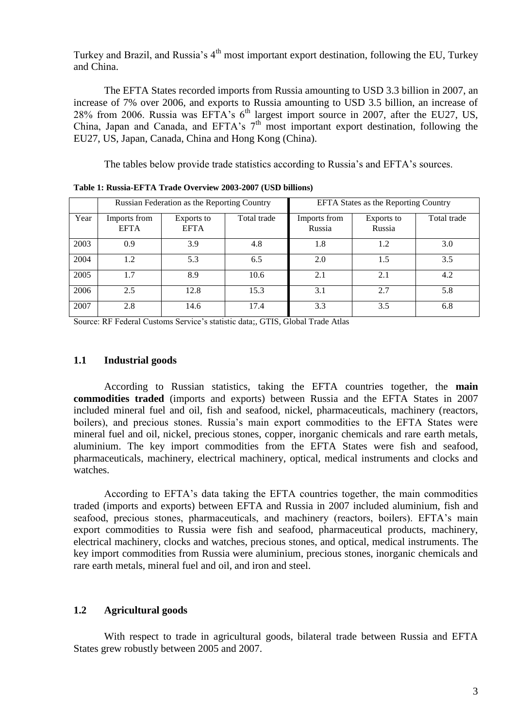Turkey and Brazil, and Russia's 4th most important export destination, following the EU, Turkey and China.

The EFTA States recorded imports from Russia amounting to USD 3.3 billion in 2007, an increase of 7% over 2006, and exports to Russia amounting to USD 3.5 billion, an increase of 28% from 2006. Russia was EFTA's 6th largest import source in 2007, after the EU27, US, China, Japan and Canada, and EFTA's 7th most important export destination, following the EU27, US, Japan, Canada, China and Hong Kong (China).

The tables below provide trade statistics according to Russia's and EFTA's sources.

**Table 1: Russia-EFTA Trade Overview 2003-2007 (USD billions)**

| | Russian Federation as the Reporting Country | | | EFTA States as the Reporting Country | | |
|---|---|---|---|---|---|---|
| Year | Imports from EFTA | Exports to EFTA | Total trade | Imports from Russia | Exports to Russia | Total trade |
| 2003 | 0.9 | 3.9 | 4.8 | 1.8 | 1.2 | 3.0 |
| 2004 | 1.2 | 5.3 | 6.5 | 2.0 | 1.5 | 3.5 |
| 2005 | 1.7 | 8.9 | 10.6 | 2.1 | 2.1 | 4.2 |
| 2006 | 2.5 | 12.8 | 15.3 | 3.1 | 2.7 | 5.8 |
| 2007 | 2.8 | 14.6 | 17.4 | 3.3 | 3.5 | 6.8 |

Source: RF Federal Customs Service's statistic data;, GTIS, Global Trade Atlas

## 1.1 Industrial goods

According to Russian statistics, taking the EFTA countries together, the **main commodities traded** (imports and exports) between Russia and the EFTA States in 2007 included mineral fuel and oil, fish and seafood, nickel, pharmaceuticals, machinery (reactors, boilers), and precious stones. Russia's main export commodities to the EFTA States were mineral fuel and oil, nickel, precious stones, copper, inorganic chemicals and rare earth metals, aluminium. The key import commodities from the EFTA States were fish and seafood, pharmaceuticals, machinery, electrical machinery, optical, medical instruments and clocks and watches.

According to EFTA's data taking the EFTA countries together, the main commodities traded (imports and exports) between EFTA and Russia in 2007 included aluminium, fish and seafood, precious stones, pharmaceuticals, and machinery (reactors, boilers). EFTA's main export commodities to Russia were fish and seafood, pharmaceutical products, machinery, electrical machinery, clocks and watches, precious stones, and optical, medical instruments. The key import commodities from Russia were aluminium, precious stones, inorganic chemicals and rare earth metals, mineral fuel and oil, and iron and steel.

## 1.2 Agricultural goods

With respect to trade in agricultural goods, bilateral trade between Russia and EFTA States grew robustly between 2005 and 2007.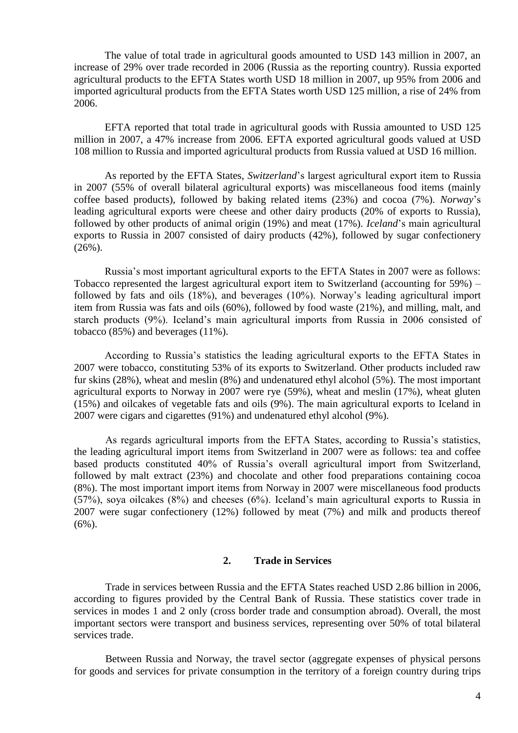The value of total trade in agricultural goods amounted to USD 143 million in 2007, an increase of 29% over trade recorded in 2006 (Russia as the reporting country). Russia exported agricultural products to the EFTA States worth USD 18 million in 2007, up 95% from 2006 and imported agricultural products from the EFTA States worth USD 125 million, a rise of 24% from 2006.

EFTA reported that total trade in agricultural goods with Russia amounted to USD 125 million in 2007, a 47% increase from 2006. EFTA exported agricultural goods valued at USD 108 million to Russia and imported agricultural products from Russia valued at USD 16 million.

As reported by the EFTA States, *Switzerland*'s largest agricultural export item to Russia in 2007 (55% of overall bilateral agricultural exports) was miscellaneous food items (mainly coffee based products), followed by baking related items (23%) and cocoa (7%). *Norway*'s leading agricultural exports were cheese and other dairy products (20% of exports to Russia), followed by other products of animal origin (19%) and meat (17%). *Iceland*'s main agricultural exports to Russia in 2007 consisted of dairy products (42%), followed by sugar confectionery (26%).

Russia's most important agricultural exports to the EFTA States in 2007 were as follows: Tobacco represented the largest agricultural export item to Switzerland (accounting for 59%) – followed by fats and oils (18%), and beverages (10%). Norway's leading agricultural import item from Russia was fats and oils (60%), followed by food waste (21%), and milling, malt, and starch products (9%). Iceland's main agricultural imports from Russia in 2006 consisted of tobacco (85%) and beverages (11%).

According to Russia's statistics the leading agricultural exports to the EFTA States in 2007 were tobacco, constituting 53% of its exports to Switzerland. Other products included raw fur skins (28%), wheat and meslin (8%) and undenatured ethyl alcohol (5%). The most important agricultural exports to Norway in 2007 were rye (59%), wheat and meslin (17%), wheat gluten (15%) and oilcakes of vegetable fats and oils (9%). The main agricultural exports to Iceland in 2007 were cigars and cigarettes (91%) and undenatured ethyl alcohol (9%).

As regards agricultural imports from the EFTA States, according to Russia's statistics, the leading agricultural import items from Switzerland in 2007 were as follows: tea and coffee based products constituted 40% of Russia's overall agricultural import from Switzerland, followed by malt extract (23%) and chocolate and other food preparations containing cocoa (8%). The most important import items from Norway in 2007 were miscellaneous food products (57%), soya oilcakes (8%) and cheeses (6%). Iceland's main agricultural exports to Russia in 2007 were sugar confectionery (12%) followed by meat (7%) and milk and products thereof (6%).

## 2. Trade in Services

Trade in services between Russia and the EFTA States reached USD 2.86 billion in 2006, according to figures provided by the Central Bank of Russia. These statistics cover trade in services in modes 1 and 2 only (cross border trade and consumption abroad). Overall, the most important sectors were transport and business services, representing over 50% of total bilateral services trade.

Between Russia and Norway, the travel sector (aggregate expenses of physical persons for goods and services for private consumption in the territory of a foreign country during trips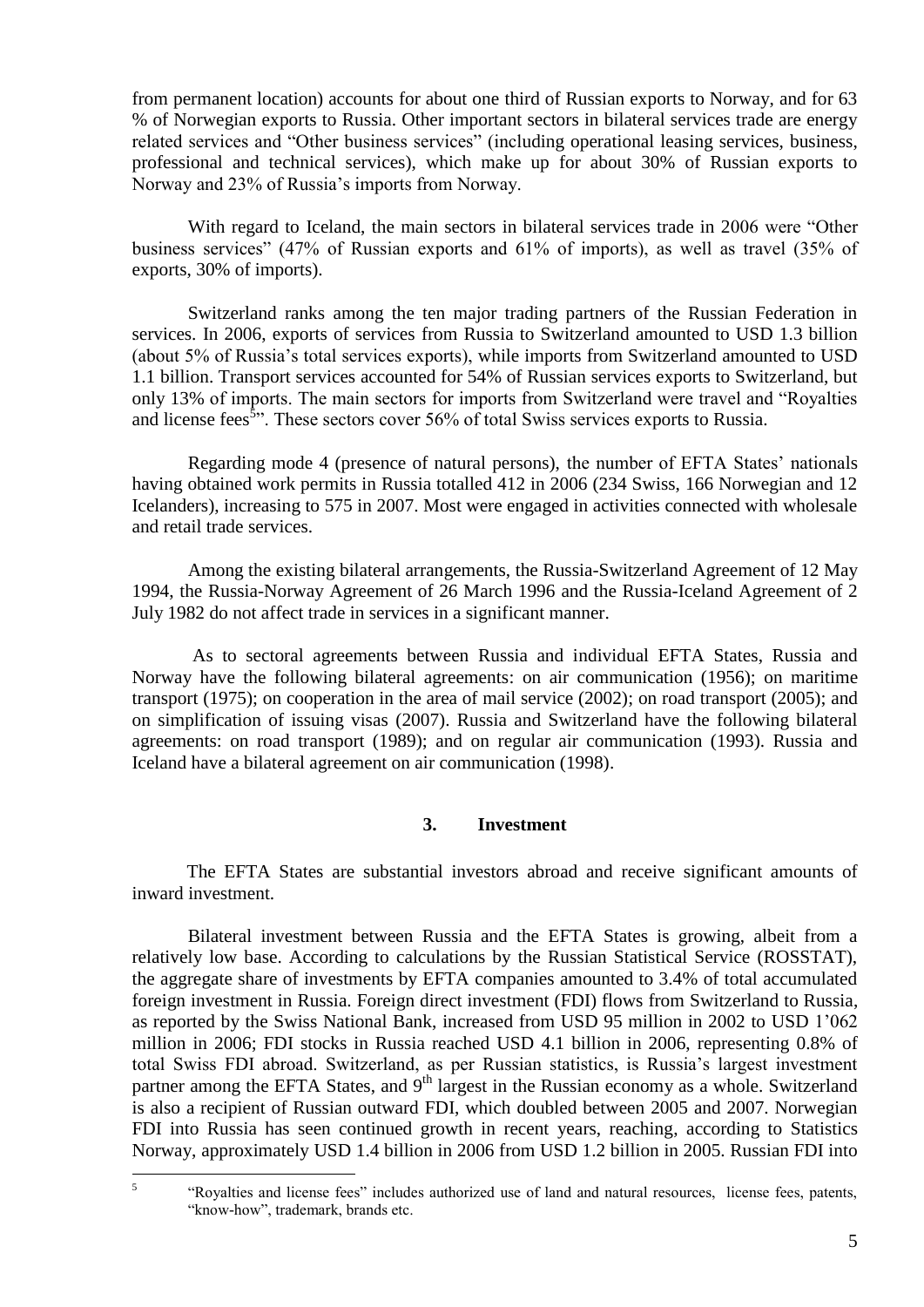from permanent location) accounts for about one third of Russian exports to Norway, and for 63 % of Norwegian exports to Russia. Other important sectors in bilateral services trade are energy related services and "Other business services" (including operational leasing services, business, professional and technical services), which make up for about 30% of Russian exports to Norway and 23% of Russia's imports from Norway.

With regard to Iceland, the main sectors in bilateral services trade in 2006 were "Other business services" (47% of Russian exports and 61% of imports), as well as travel (35% of exports, 30% of imports).

Switzerland ranks among the ten major trading partners of the Russian Federation in services. In 2006, exports of services from Russia to Switzerland amounted to USD 1.3 billion (about 5% of Russia's total services exports), while imports from Switzerland amounted to USD 1.1 billion. Transport services accounted for 54% of Russian services exports to Switzerland, but only 13% of imports. The main sectors for imports from Switzerland were travel and "Royalties and license fees[5]". These sectors cover 56% of total Swiss services exports to Russia.

Regarding mode 4 (presence of natural persons), the number of EFTA States' nationals having obtained work permits in Russia totalled 412 in 2006 (234 Swiss, 166 Norwegian and 12 Icelanders), increasing to 575 in 2007. Most were engaged in activities connected with wholesale and retail trade services.

Among the existing bilateral arrangements, the Russia-Switzerland Agreement of 12 May 1994, the Russia-Norway Agreement of 26 March 1996 and the Russia-Iceland Agreement of 2 July 1982 do not affect trade in services in a significant manner.

As to sectoral agreements between Russia and individual EFTA States, Russia and Norway have the following bilateral agreements: on air communication (1956); on maritime transport (1975); on cooperation in the area of mail service (2002); on road transport (2005); and on simplification of issuing visas (2007). Russia and Switzerland have the following bilateral agreements: on road transport (1989); and on regular air communication (1993). Russia and Iceland have a bilateral agreement on air communication (1998).

### 3. Investment

The EFTA States are substantial investors abroad and receive significant amounts of inward investment.

Bilateral investment between Russia and the EFTA States is growing, albeit from a relatively low base. According to calculations by the Russian Statistical Service (ROSSTAT), the aggregate share of investments by EFTA companies amounted to 3.4% of total accumulated foreign investment in Russia. Foreign direct investment (FDI) flows from Switzerland to Russia, as reported by the Swiss National Bank, increased from USD 95 million in 2002 to USD 1'062 million in 2006; FDI stocks in Russia reached USD 4.1 billion in 2006, representing 0.8% of total Swiss FDI abroad. Switzerland, as per Russian statistics, is Russia's largest investment partner among the EFTA States, and 9th largest in the Russian economy as a whole. Switzerland is also a recipient of Russian outward FDI, which doubled between 2005 and 2007. Norwegian FDI into Russia has seen continued growth in recent years, reaching, according to Statistics Norway, approximately USD 1.4 billion in 2006 from USD 1.2 billion in 2005. Russian FDI into

---

[5] "Royalties and license fees" includes authorized use of land and natural resources, license fees, patents, "know-how", trademark, brands etc.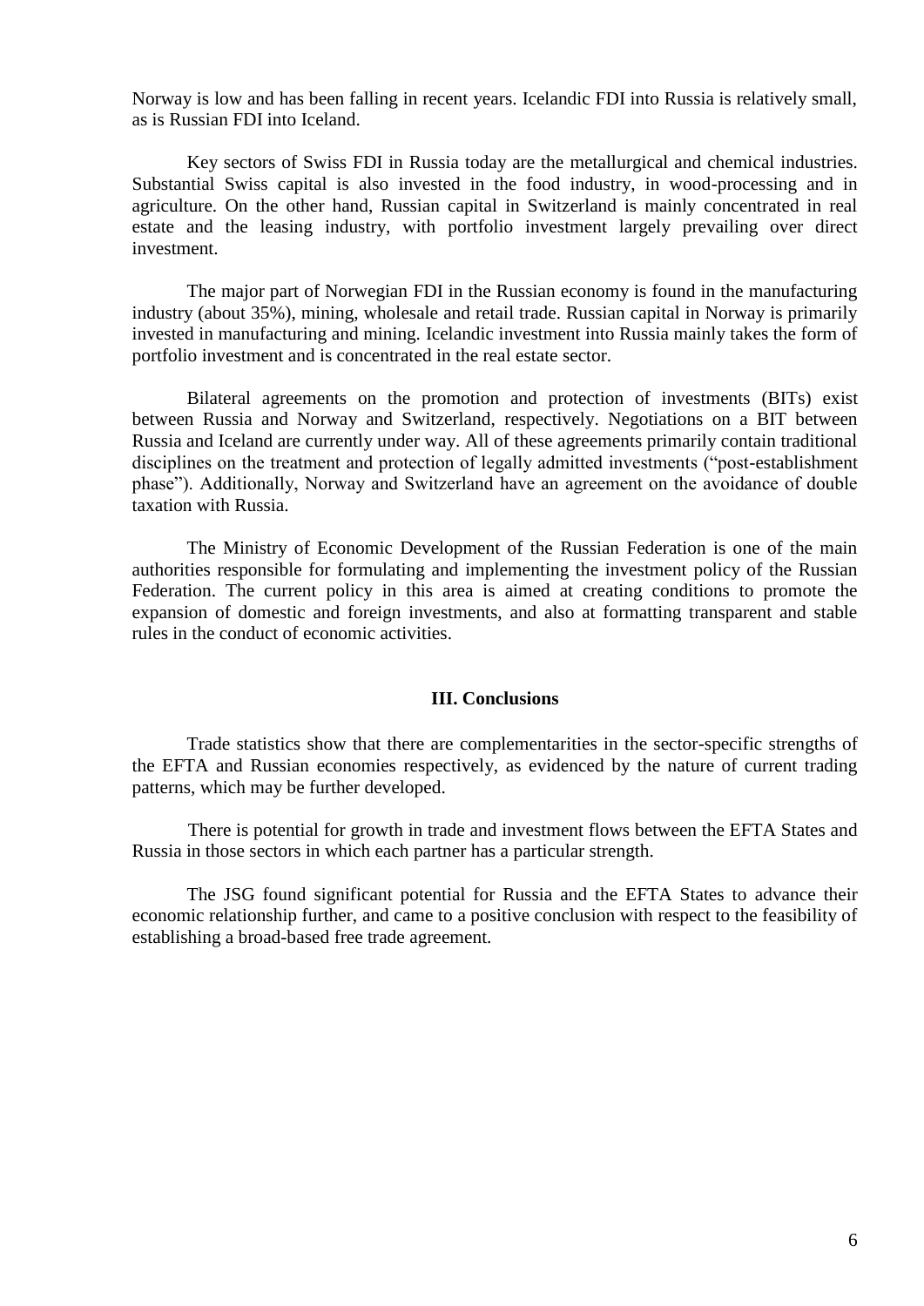Norway is low and has been falling in recent years. Icelandic FDI into Russia is relatively small, as is Russian FDI into Iceland.

Key sectors of Swiss FDI in Russia today are the metallurgical and chemical industries. Substantial Swiss capital is also invested in the food industry, in wood-processing and in agriculture. On the other hand, Russian capital in Switzerland is mainly concentrated in real estate and the leasing industry, with portfolio investment largely prevailing over direct investment.

The major part of Norwegian FDI in the Russian economy is found in the manufacturing industry (about 35%), mining, wholesale and retail trade. Russian capital in Norway is primarily invested in manufacturing and mining. Icelandic investment into Russia mainly takes the form of portfolio investment and is concentrated in the real estate sector.

Bilateral agreements on the promotion and protection of investments (BITs) exist between Russia and Norway and Switzerland, respectively. Negotiations on a BIT between Russia and Iceland are currently under way. All of these agreements primarily contain traditional disciplines on the treatment and protection of legally admitted investments ("post-establishment phase"). Additionally, Norway and Switzerland have an agreement on the avoidance of double taxation with Russia.

The Ministry of Economic Development of the Russian Federation is one of the main authorities responsible for formulating and implementing the investment policy of the Russian Federation. The current policy in this area is aimed at creating conditions to promote the expansion of domestic and foreign investments, and also at formatting transparent and stable rules in the conduct of economic activities.

## III. Conclusions

Trade statistics show that there are complementarities in the sector-specific strengths of the EFTA and Russian economies respectively, as evidenced by the nature of current trading patterns, which may be further developed.

There is potential for growth in trade and investment flows between the EFTA States and Russia in those sectors in which each partner has a particular strength.

The JSG found significant potential for Russia and the EFTA States to advance their economic relationship further, and came to a positive conclusion with respect to the feasibility of establishing a broad-based free trade agreement.